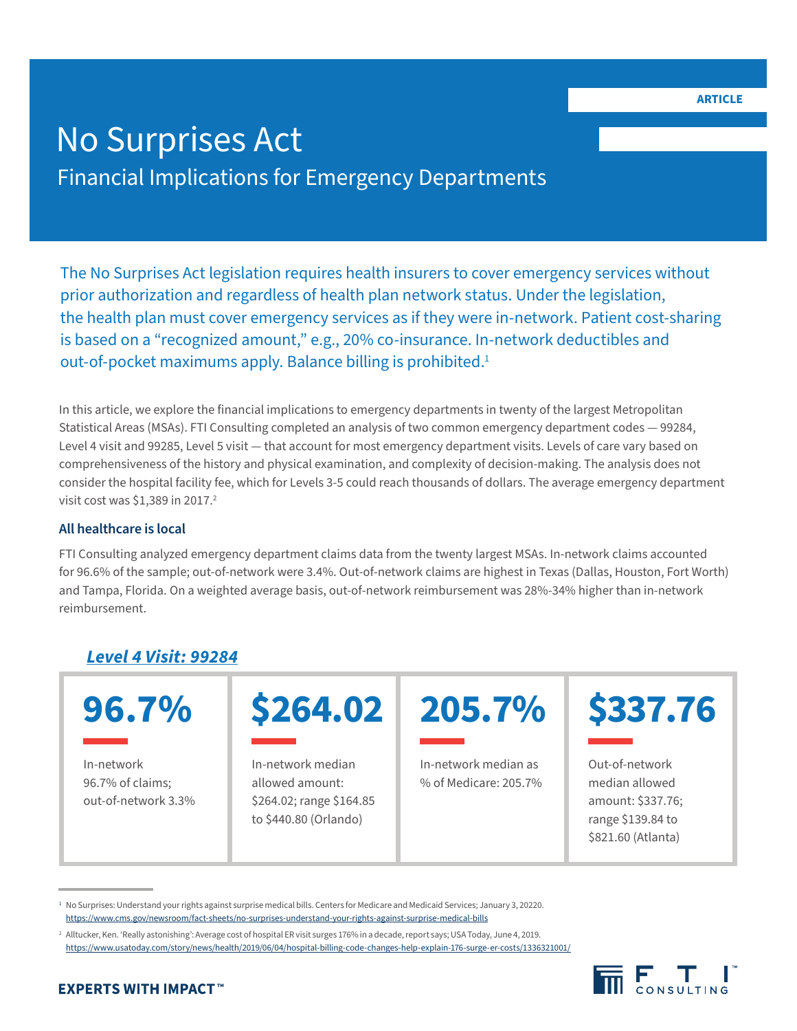ARTICLE

# No Surprises Act

## Financial Implications for Emergency Departments

The No Surprises Act legislation requires health insurers to cover emergency services without prior authorization and regardless of health plan network status. Under the legislation, the health plan must cover emergency services as if they were in-network. Patient cost-sharing is based on a "recognized amount," e.g., 20% co-insurance. In-network deductibles and out-of-pocket maximums apply. Balance billing is prohibited.[1]

In this article, we explore the financial implications to emergency departments in twenty of the largest Metropolitan Statistical Areas (MSAs). FTI Consulting completed an analysis of two common emergency department codes — 99284, Level 4 visit and 99285, Level 5 visit — that account for most emergency department visits. Levels of care vary based on comprehensiveness of the history and physical examination, and complexity of decision-making. The analysis does not consider the hospital facility fee, which for Levels 3-5 could reach thousands of dollars. The average emergency department visit cost was $1,389 in 2017.[2]

### All healthcare is local

FTI Consulting analyzed emergency department claims data from the twenty largest MSAs. In-network claims accounted for 96.6% of the sample; out-of-network were 3.4%. Out-of-network claims are highest in Texas (Dallas, Houston, Fort Worth) and Tampa, Florida. On a weighted average basis, out-of-network reimbursement was 28%-34% higher than in-network reimbursement.

### *Level 4 Visit: 99284*

| **96.7%** | **$264.02** | **205.7%** | **$337.76** |
|---|---|---|---|
| In-network 96.7% of claims; out-of-network 3.3% | In-network median allowed amount: $264.02; range $164.85 to $440.80 (Orlando) | In-network median as % of Medicare: 205.7% | Out-of-network median allowed amount: $337.76; range $139.84 to $821.60 (Atlanta) |

[1] No Surprises: Understand your rights against surprise medical bills. Centers for Medicare and Medicaid Services; January 3, 20220. https://www.cms.gov/newsroom/fact-sheets/no-surprises-understand-your-rights-against-surprise-medical-bills

[2] Alltucker, Ken. 'Really astonishing': Average cost of hospital ER visit surges 176% in a decade, report says; USA Today, June 4, 2019. https://www.usatoday.com/story/news/health/2019/06/04/hospital-billing-code-changes-help-explain-176-surge-er-costs/1336321001/

EXPERTS WITH IMPACT™

FTI CONSULTING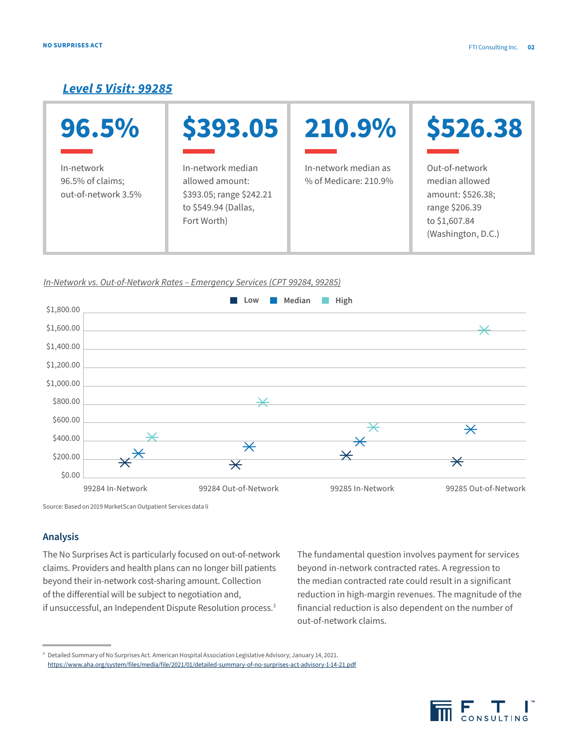### *Level 5 Visit: 99285*

| 96.5% | $393.05 | 210.9% | $526.38 |
|---|---|---|---|
| In-network 96.5% of claims; out-of-network 3.5% | In-network median allowed amount: $393.05; range $242.21 to $549.94 (Dallas, Fort Worth) | In-network median as % of Medicare: 210.9% | Out-of-network median allowed amount: $526.38; range $206.39 to $1,607.84 (Washington, D.C.) |

*In-Network vs. Out-of-Network Rates – Emergency Services (CPT 99284, 99285)*

Low · Median · High

$1,800.00 · $1,600.00 · $1,400.00 · $1,200.00 · $1,000.00 · $800.00 · $600.00 · $400.00 · $200.00 · $0.00

99284 In-Network · 99284 Out-of-Network · 99285 In-Network · 99285 Out-of-Network

Source: Based on 2019 MarketScan Outpatient Services data li

## Analysis

The No Surprises Act is particularly focused on out-of-network claims. Providers and health plans can no longer bill patients beyond their in-network cost-sharing amount. Collection of the differential will be subject to negotiation and, if unsuccessful, an Independent Dispute Resolution process.[3]

The fundamental question involves payment for services beyond in-network contracted rates. A regression to the median contracted rate could result in a significant reduction in high-margin revenues. The magnitude of the financial reduction is also dependent on the number of out-of-network claims.

---

[3] Detailed Summary of No Surprises Act. American Hospital Association Legislative Advisory; January 14, 2021. https://www.aha.org/system/files/media/file/2021/01/detailed-summary-of-no-surprises-act-advisory-1-14-21.pdf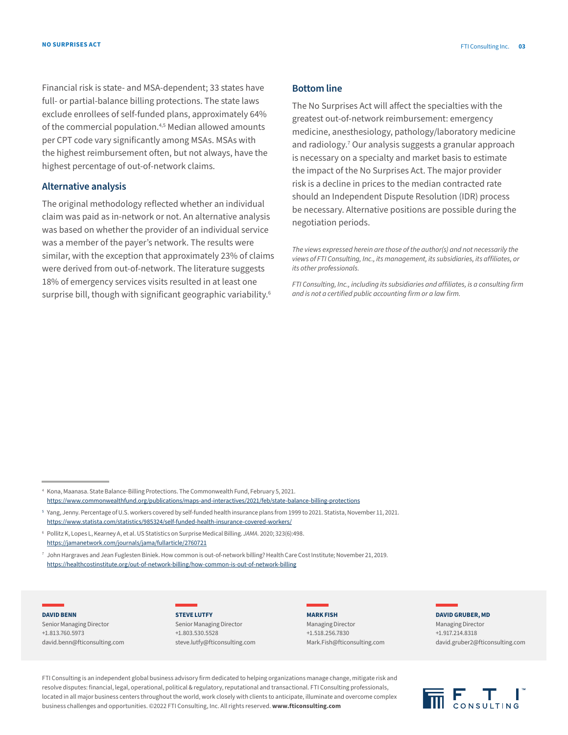Financial risk is state- and MSA-dependent; 33 states have full- or partial-balance billing protections. The state laws exclude enrollees of self-funded plans, approximately 64% of the commercial population.[4,5] Median allowed amounts per CPT code vary significantly among MSAs. MSAs with the highest reimbursement often, but not always, have the highest percentage of out-of-network claims.

## Alternative analysis

The original methodology reflected whether an individual claim was paid as in-network or not. An alternative analysis was based on whether the provider of an individual service was a member of the payer's network. The results were similar, with the exception that approximately 23% of claims were derived from out-of-network. The literature suggests 18% of emergency services visits resulted in at least one surprise bill, though with significant geographic variability.[6]

## Bottom line

The No Surprises Act will affect the specialties with the greatest out-of-network reimbursement: emergency medicine, anesthesiology, pathology/laboratory medicine and radiology.[7] Our analysis suggests a granular approach is necessary on a specialty and market basis to estimate the impact of the No Surprises Act. The major provider risk is a decline in prices to the median contracted rate should an Independent Dispute Resolution (IDR) process be necessary. Alternative positions are possible during the negotiation periods.

*The views expressed herein are those of the author(s) and not necessarily the views of FTI Consulting, Inc., its management, its subsidiaries, its affiliates, or its other professionals.*

*FTI Consulting, Inc., including its subsidiaries and affiliates, is a consulting firm and is not a certified public accounting firm or a law firm.*

---

[4] Kona, Maanasa. State Balance-Billing Protections. The Commonwealth Fund, February 5, 2021. https://www.commonwealthfund.org/publications/maps-and-interactives/2021/feb/state-balance-billing-protections

[5] Yang, Jenny. Percentage of U.S. workers covered by self-funded health insurance plans from 1999 to 2021. Statista, November 11, 2021. https://www.statista.com/statistics/985324/self-funded-health-insurance-covered-workers/

[6] Pollitz K, Lopes L, Kearney A, et al. US Statistics on Surprise Medical Billing. *JAMA.* 2020; 323(6):498. https://jamanetwork.com/journals/jama/fullarticle/2760721

[7] John Hargraves and Jean Fuglesten Biniek. How common is out-of-network billing? Health Care Cost Institute; November 21, 2019. https://healthcostinstitute.org/out-of-network-billing/how-common-is-out-of-network-billing

**DAVID BENN**
Senior Managing Director
+1.813.760.5973
david.benn@fticonsulting.com

**STEVE LUTFY**
Senior Managing Director
+1.803.530.5528
steve.lutfy@fticonsulting.com

**MARK FISH**
Managing Director
+1.518.256.7830
Mark.Fish@fticonsulting.com

**DAVID GRUBER, MD**
Managing Director
+1.917.214.8318
david.gruber2@fticonsulting.com

FTI Consulting is an independent global business advisory firm dedicated to helping organizations manage change, mitigate risk and resolve disputes: financial, legal, operational, political & regulatory, reputational and transactional. FTI Consulting professionals, located in all major business centers throughout the world, work closely with clients to anticipate, illuminate and overcome complex business challenges and opportunities. ©2022 FTI Consulting, Inc. All rights reserved. **www.fticonsulting.com**